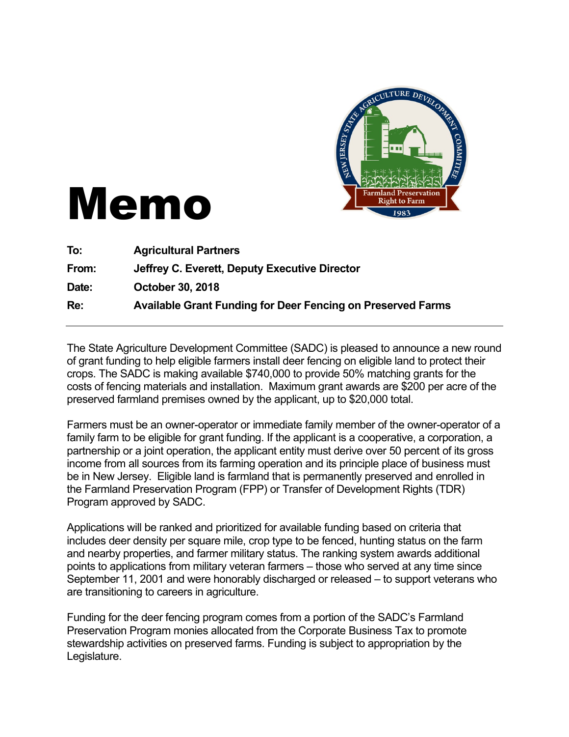# Memo

**To:** **Agricultural Partners**

**From:** **Jeffrey C. Everett, Deputy Executive Director**

**Date:** **October 30, 2018**

**Re:** **Available Grant Funding for Deer Fencing on Preserved Farms**

---

The State Agriculture Development Committee (SADC) is pleased to announce a new round of grant funding to help eligible farmers install deer fencing on eligible land to protect their crops. The SADC is making available $740,000 to provide 50% matching grants for the costs of fencing materials and installation. Maximum grant awards are $200 per acre of the preserved farmland premises owned by the applicant, up to $20,000 total.

Farmers must be an owner-operator or immediate family member of the owner-operator of a family farm to be eligible for grant funding. If the applicant is a cooperative, a corporation, a partnership or a joint operation, the applicant entity must derive over 50 percent of its gross income from all sources from its farming operation and its principle place of business must be in New Jersey. Eligible land is farmland that is permanently preserved and enrolled in the Farmland Preservation Program (FPP) or Transfer of Development Rights (TDR) Program approved by SADC.

Applications will be ranked and prioritized for available funding based on criteria that includes deer density per square mile, crop type to be fenced, hunting status on the farm and nearby properties, and farmer military status. The ranking system awards additional points to applications from military veteran farmers – those who served at any time since September 11, 2001 and were honorably discharged or released – to support veterans who are transitioning to careers in agriculture.

Funding for the deer fencing program comes from a portion of the SADC's Farmland Preservation Program monies allocated from the Corporate Business Tax to promote stewardship activities on preserved farms. Funding is subject to appropriation by the Legislature.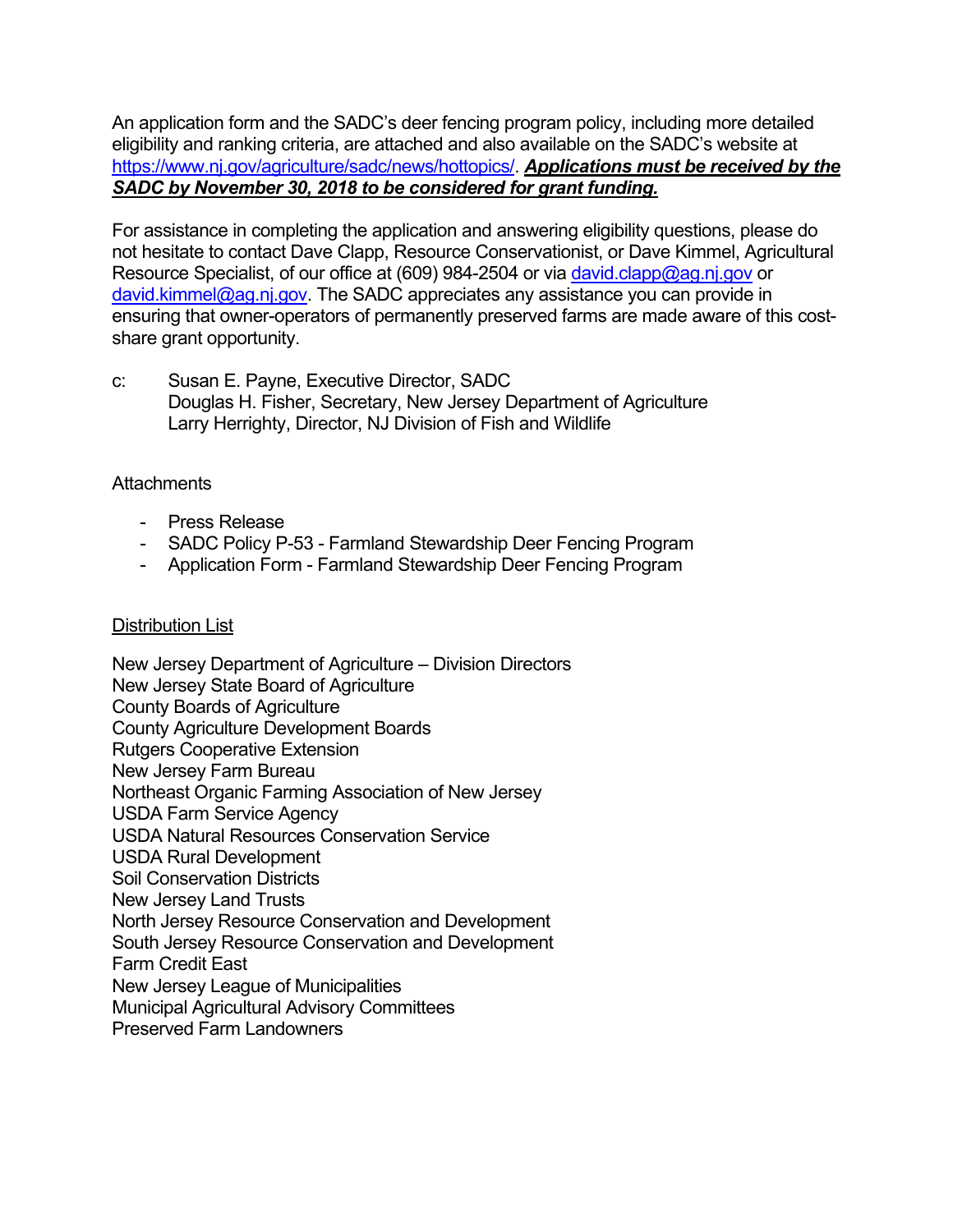An application form and the SADC's deer fencing program policy, including more detailed eligibility and ranking criteria, are attached and also available on the SADC's website at [https://www.nj.gov/agriculture/sadc/news/hottopics/](https://www.nj.gov/agriculture/sadc/news/hottopics/). ***Applications must be received by the SADC by November 30, 2018 to be considered for grant funding.***

For assistance in completing the application and answering eligibility questions, please do not hesitate to contact Dave Clapp, Resource Conservationist, or Dave Kimmel, Agricultural Resource Specialist, of our office at (609) 984-2504 or via [david.clapp@ag.nj.gov](mailto:david.clapp@ag.nj.gov) or [david.kimmel@ag.nj.gov](mailto:david.kimmel@ag.nj.gov). The SADC appreciates any assistance you can provide in ensuring that owner-operators of permanently preserved farms are made aware of this cost-share grant opportunity.

c: Susan E. Payne, Executive Director, SADC
Douglas H. Fisher, Secretary, New Jersey Department of Agriculture
Larry Herrighty, Director, NJ Division of Fish and Wildlife

Attachments

- Press Release
- SADC Policy P-53 - Farmland Stewardship Deer Fencing Program
- Application Form - Farmland Stewardship Deer Fencing Program

Distribution List

New Jersey Department of Agriculture – Division Directors
New Jersey State Board of Agriculture
County Boards of Agriculture
County Agriculture Development Boards
Rutgers Cooperative Extension
New Jersey Farm Bureau
Northeast Organic Farming Association of New Jersey
USDA Farm Service Agency
USDA Natural Resources Conservation Service
USDA Rural Development
Soil Conservation Districts
New Jersey Land Trusts
North Jersey Resource Conservation and Development
South Jersey Resource Conservation and Development
Farm Credit East
New Jersey League of Municipalities
Municipal Agricultural Advisory Committees
Preserved Farm Landowners